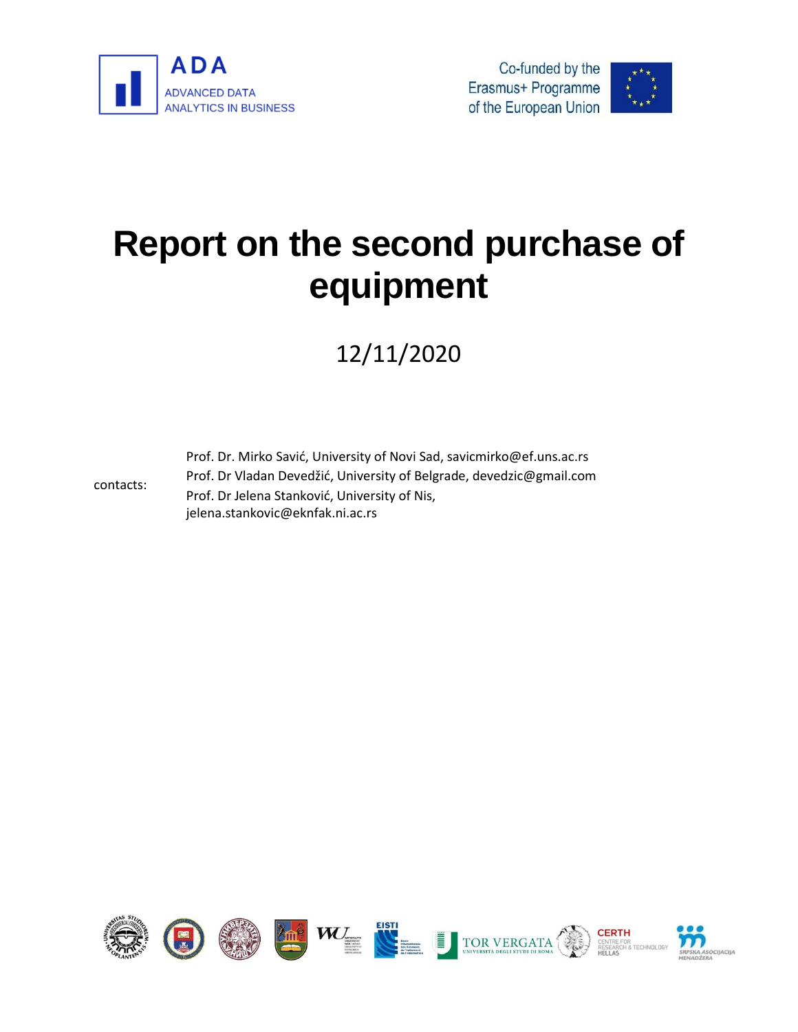ADA

ADVANCED DATA ANALYTICS IN BUSINESS

Co-funded by the Erasmus+ Programme of the European Union

# Report on the second purchase of equipment

12/11/2020

contacts:

Prof. Dr. Mirko Savić, University of Novi Sad, savicmirko@ef.uns.ac.rs

Prof. Dr Vladan Devedžić, University of Belgrade, devedzic@gmail.com

Prof. Dr Jelena Stanković, University of Nis, jelena.stankovic@eknfak.ni.ac.rs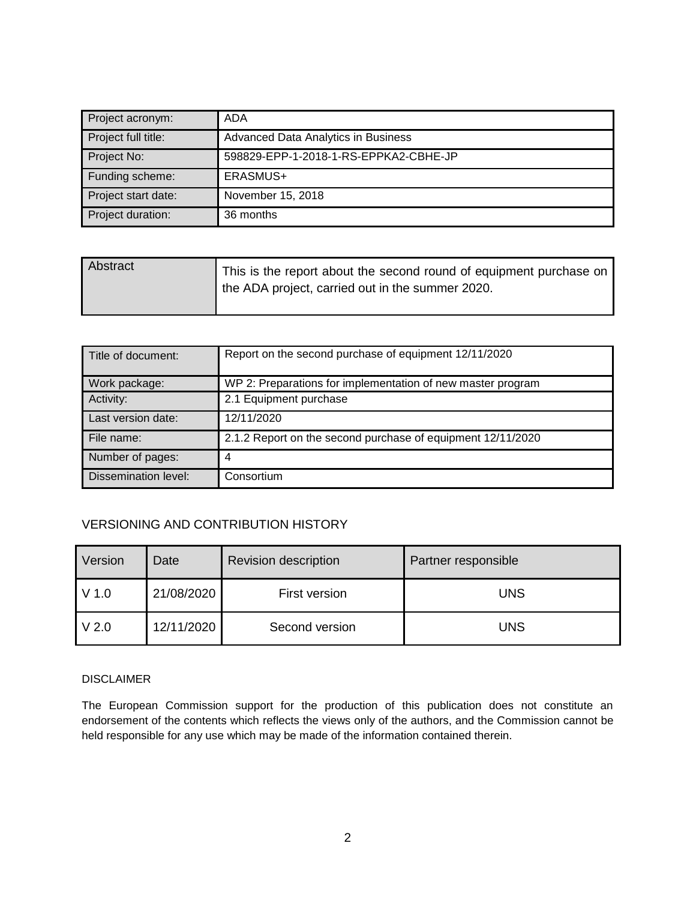| Project acronym: | ADA |
| --- | --- |
| Project full title: | Advanced Data Analytics in Business |
| Project No: | 598829-EPP-1-2018-1-RS-EPPKA2-CBHE-JP |
| Funding scheme: | ERASMUS+ |
| Project start date: | November 15, 2018 |
| Project duration: | 36 months |

| Abstract | This is the report about the second round of equipment purchase on the ADA project, carried out in the summer 2020. |
| --- | --- |

| Title of document: | Report on the second purchase of equipment 12/11/2020 |
| --- | --- |
| Work package: | WP 2: Preparations for implementation of new master program |
| Activity: | 2.1 Equipment purchase |
| Last version date: | 12/11/2020 |
| File name: | 2.1.2 Report on the second purchase of equipment 12/11/2020 |
| Number of pages: | 4 |
| Dissemination level: | Consortium |

VERSIONING AND CONTRIBUTION HISTORY

| Version | Date | Revision description | Partner responsible |
| --- | --- | --- | --- |
| V 1.0 | 21/08/2020 | First version | UNS |
| V 2.0 | 12/11/2020 | Second version | UNS |

DISCLAIMER

The European Commission support for the production of this publication does not constitute an endorsement of the contents which reflects the views only of the authors, and the Commission cannot be held responsible for any use which may be made of the information contained therein.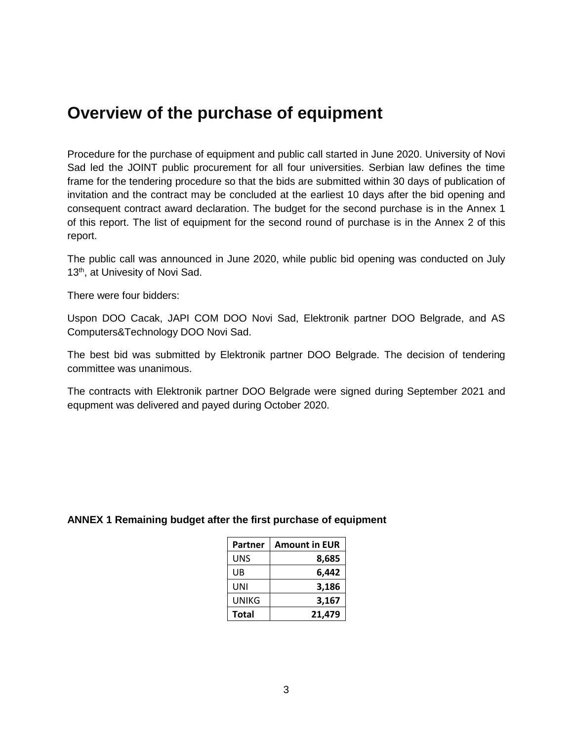# Overview of the purchase of equipment

Procedure for the purchase of equipment and public call started in June 2020. University of Novi Sad led the JOINT public procurement for all four universities. Serbian law defines the time frame for the tendering procedure so that the bids are submitted within 30 days of publication of invitation and the contract may be concluded at the earliest 10 days after the bid opening and consequent contract award declaration. The budget for the second purchase is in the Annex 1 of this report. The list of equipment for the second round of purchase is in the Annex 2 of this report.

The public call was announced in June 2020, while public bid opening was conducted on July 13th, at Univesity of Novi Sad.

There were four bidders:

Uspon DOO Cacak, JAPI COM DOO Novi Sad, Elektronik partner DOO Belgrade, and AS Computers&Technology DOO Novi Sad.

The best bid was submitted by Elektronik partner DOO Belgrade. The decision of tendering committee was unanimous.

The contracts with Elektronik partner DOO Belgrade were signed during September 2021 and equpment was delivered and payed during October 2020.

**ANNEX 1 Remaining budget after the first purchase of equipment**

| Partner | Amount in EUR |
|---|---:|
| UNS | **8,685** |
| UB | **6,442** |
| UNI | **3,186** |
| UNIKG | **3,167** |
| **Total** | **21,479** |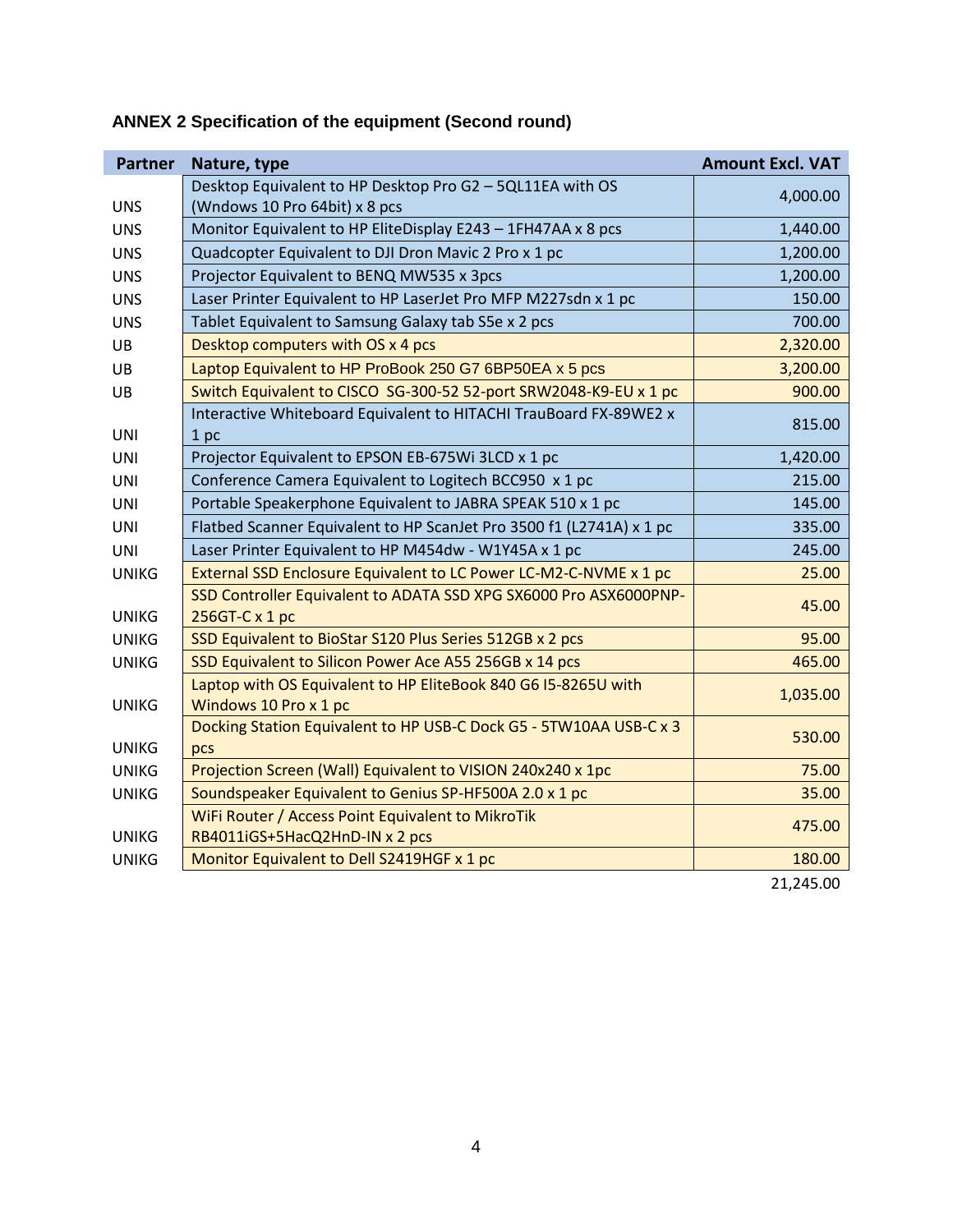**ANNEX 2 Specification of the equipment (Second round)**

| Partner | Nature, type | Amount Excl. VAT |
|---|---|---|
| UNS | Desktop Equivalent to HP Desktop Pro G2 – 5QL11EA with OS (Wndows 10 Pro 64bit) x 8 pcs | 4,000.00 |
| UNS | Monitor Equivalent to HP EliteDisplay E243 – 1FH47AA x 8 pcs | 1,440.00 |
| UNS | Quadcopter Equivalent to DJI Dron Mavic 2 Pro x 1 pc | 1,200.00 |
| UNS | Projector Equivalent to BENQ MW535 x 3pcs | 1,200.00 |
| UNS | Laser Printer Equivalent to HP LaserJet Pro MFP M227sdn x 1 pc | 150.00 |
| UNS | Tablet Equivalent to Samsung Galaxy tab S5e x 2 pcs | 700.00 |
| UB | Desktop computers with OS x 4 pcs | 2,320.00 |
| UB | Laptop Equivalent to HP ProBook 250 G7 6BP50EA x 5 pcs | 3,200.00 |
| UB | Switch Equivalent to CISCO SG-300-52 52-port SRW2048-K9-EU x 1 pc | 900.00 |
| UNI | Interactive Whiteboard Equivalent to HITACHI TrauBoard FX-89WE2 x 1 pc | 815.00 |
| UNI | Projector Equivalent to EPSON EB-675Wi 3LCD x 1 pc | 1,420.00 |
| UNI | Conference Camera Equivalent to Logitech BCC950 x 1 pc | 215.00 |
| UNI | Portable Speakerphone Equivalent to JABRA SPEAK 510 x 1 pc | 145.00 |
| UNI | Flatbed Scanner Equivalent to HP ScanJet Pro 3500 f1 (L2741A) x 1 pc | 335.00 |
| UNI | Laser Printer Equivalent to HP M454dw - W1Y45A x 1 pc | 245.00 |
| UNIKG | External SSD Enclosure Equivalent to LC Power LC-M2-C-NVME x 1 pc | 25.00 |
| UNIKG | SSD Controller Equivalent to ADATA SSD XPG SX6000 Pro ASX6000PNP-256GT-C x 1 pc | 45.00 |
| UNIKG | SSD Equivalent to BioStar S120 Plus Series 512GB x 2 pcs | 95.00 |
| UNIKG | SSD Equivalent to Silicon Power Ace A55 256GB x 14 pcs | 465.00 |
| UNIKG | Laptop with OS Equivalent to HP EliteBook 840 G6 I5-8265U with Windows 10 Pro x 1 pc | 1,035.00 |
| UNIKG | Docking Station Equivalent to HP USB-C Dock G5 - 5TW10AA USB-C x 3 pcs | 530.00 |
| UNIKG | Projection Screen (Wall) Equivalent to VISION 240x240 x 1pc | 75.00 |
| UNIKG | Soundspeaker Equivalent to Genius SP-HF500A 2.0 x 1 pc | 35.00 |
| UNIKG | WiFi Router / Access Point Equivalent to MikroTik RB4011iGS+5HacQ2HnD-IN x 2 pcs | 475.00 |
| UNIKG | Monitor Equivalent to Dell S2419HGF x 1 pc | 180.00 |
| | | 21,245.00 |